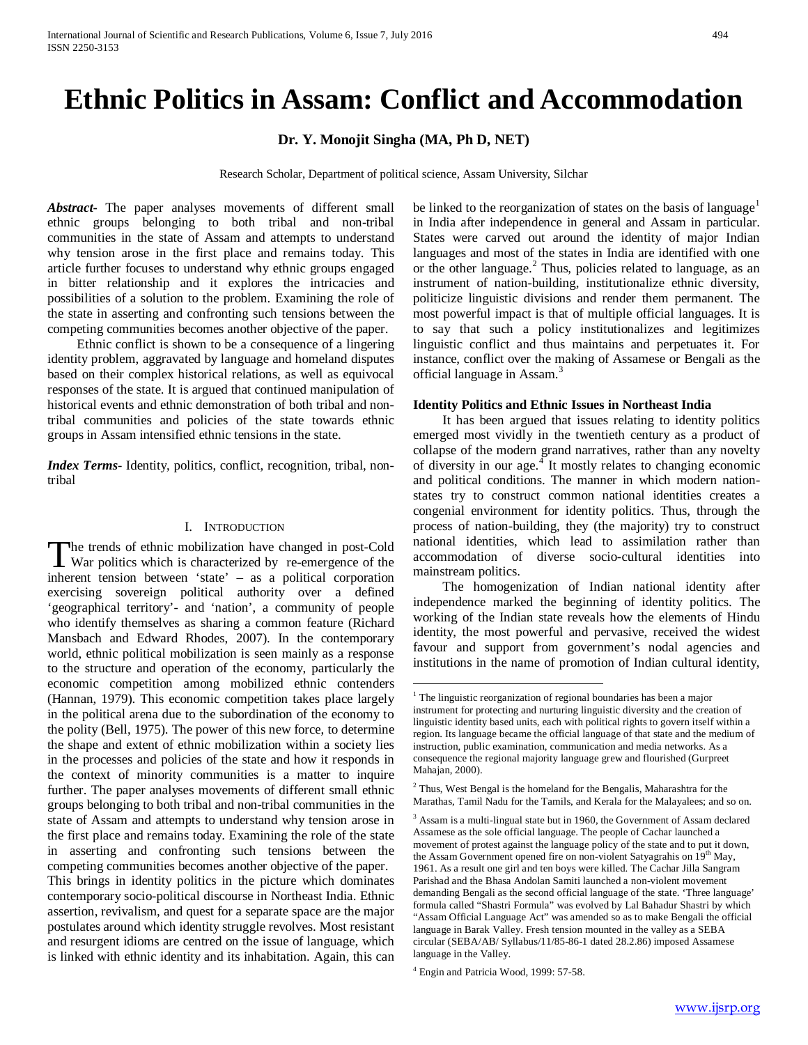# Ethnic Politics in Assam: Conflict and Accommodation

**Dr. Y. Monojit Singha (MA, Ph D, NET)**

Research Scholar, Department of political science, Assam University, Silchar

***Abstract*****-** The paper analyses movements of different small ethnic groups belonging to both tribal and non-tribal communities in the state of Assam and attempts to understand why tension arose in the first place and remains today. This article further focuses to understand why ethnic groups engaged in bitter relationship and it explores the intricacies and possibilities of a solution to the problem. Examining the role of the state in asserting and confronting such tensions between the competing communities becomes another objective of the paper.

Ethnic conflict is shown to be a consequence of a lingering identity problem, aggravated by language and homeland disputes based on their complex historical relations, as well as equivocal responses of the state. It is argued that continued manipulation of historical events and ethnic demonstration of both tribal and non-tribal communities and policies of the state towards ethnic groups in Assam intensified ethnic tensions in the state.

***Index Terms*****-** Identity, politics, conflict, recognition, tribal, non-tribal

## I. Introduction

The trends of ethnic mobilization have changed in post-Cold War politics which is characterized by re-emergence of the inherent tension between 'state' – as a political corporation exercising sovereign political authority over a defined 'geographical territory'- and 'nation', a community of people who identify themselves as sharing a common feature (Richard Mansbach and Edward Rhodes, 2007). In the contemporary world, ethnic political mobilization is seen mainly as a response to the structure and operation of the economy, particularly the economic competition among mobilized ethnic contenders (Hannan, 1979). This economic competition takes place largely in the political arena due to the subordination of the economy to the polity (Bell, 1975). The power of this new force, to determine the shape and extent of ethnic mobilization within a society lies in the processes and policies of the state and how it responds in the context of minority communities is a matter to inquire further. The paper analyses movements of different small ethnic groups belonging to both tribal and non-tribal communities in the state of Assam and attempts to understand why tension arose in the first place and remains today. Examining the role of the state in asserting and confronting such tensions between the competing communities becomes another objective of the paper.

This brings in identity politics in the picture which dominates contemporary socio-political discourse in Northeast India. Ethnic assertion, revivalism, and quest for a separate space are the major postulates around which identity struggle revolves. Most resistant and resurgent idioms are centred on the issue of language, which is linked with ethnic identity and its inhabitation. Again, this can be linked to the reorganization of states on the basis of language[1] in India after independence in general and Assam in particular. States were carved out around the identity of major Indian languages and most of the states in India are identified with one or the other language.[2] Thus, policies related to language, as an instrument of nation-building, institutionalize ethnic diversity, politicize linguistic divisions and render them permanent. The most powerful impact is that of multiple official languages. It is to say that such a policy institutionalizes and legitimizes linguistic conflict and thus maintains and perpetuates it. For instance, conflict over the making of Assamese or Bengali as the official language in Assam.[3]

### Identity Politics and Ethnic Issues in Northeast India

It has been argued that issues relating to identity politics emerged most vividly in the twentieth century as a product of collapse of the modern grand narratives, rather than any novelty of diversity in our age.[4] It mostly relates to changing economic and political conditions. The manner in which modern nation-states try to construct common national identities creates a congenial environment for identity politics. Thus, through the process of nation-building, they (the majority) try to construct national identities, which lead to assimilation rather than accommodation of diverse socio-cultural identities into mainstream politics.

The homogenization of Indian national identity after independence marked the beginning of identity politics. The working of the Indian state reveals how the elements of Hindu identity, the most powerful and pervasive, received the widest favour and support from government's nodal agencies and institutions in the name of promotion of Indian cultural identity,

---

[1] The linguistic reorganization of regional boundaries has been a major instrument for protecting and nurturing linguistic diversity and the creation of linguistic identity based units, each with political rights to govern itself within a region. Its language became the official language of that state and the medium of instruction, public examination, communication and media networks. As a consequence the regional majority language grew and flourished (Gurpreet Mahajan, 2000).

[2] Thus, West Bengal is the homeland for the Bengalis, Maharashtra for the Marathas, Tamil Nadu for the Tamils, and Kerala for the Malayalees; and so on.

[3] Assam is a multi-lingual state but in 1960, the Government of Assam declared Assamese as the sole official language. The people of Cachar launched a movement of protest against the language policy of the state and to put it down, the Assam Government opened fire on non-violent Satyagrahis on 19th May, 1961. As a result one girl and ten boys were killed. The Cachar Jilla Sangram Parishad and the Bhasa Andolan Samiti launched a non-violent movement demanding Bengali as the second official language of the state. 'Three language' formula called "Shastri Formula" was evolved by Lal Bahadur Shastri by which "Assam Official Language Act" was amended so as to make Bengali the official language in Barak Valley. Fresh tension mounted in the valley as a SEBA circular (SEBA/AB/ Syllabus/11/85-86-1 dated 28.2.86) imposed Assamese language in the Valley.

[4] Engin and Patricia Wood, 1999: 57-58.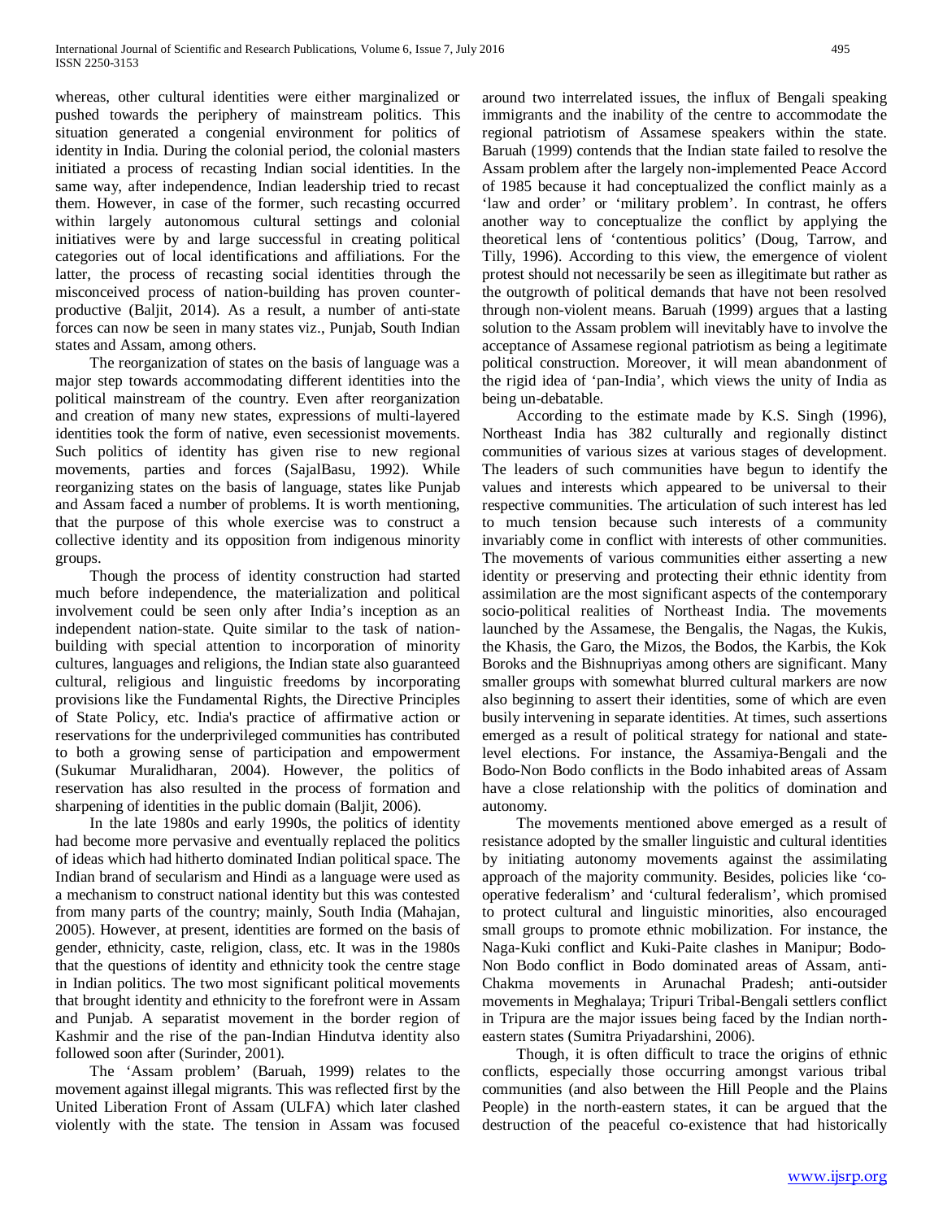whereas, other cultural identities were either marginalized or pushed towards the periphery of mainstream politics. This situation generated a congenial environment for politics of identity in India. During the colonial period, the colonial masters initiated a process of recasting Indian social identities. In the same way, after independence, Indian leadership tried to recast them. However, in case of the former, such recasting occurred within largely autonomous cultural settings and colonial initiatives were by and large successful in creating political categories out of local identifications and affiliations. For the latter, the process of recasting social identities through the misconceived process of nation-building has proven counter-productive (Baljit, 2014). As a result, a number of anti-state forces can now be seen in many states viz., Punjab, South Indian states and Assam, among others.

The reorganization of states on the basis of language was a major step towards accommodating different identities into the political mainstream of the country. Even after reorganization and creation of many new states, expressions of multi-layered identities took the form of native, even secessionist movements. Such politics of identity has given rise to new regional movements, parties and forces (SajalBasu, 1992). While reorganizing states on the basis of language, states like Punjab and Assam faced a number of problems. It is worth mentioning, that the purpose of this whole exercise was to construct a collective identity and its opposition from indigenous minority groups.

Though the process of identity construction had started much before independence, the materialization and political involvement could be seen only after India's inception as an independent nation-state. Quite similar to the task of nation-building with special attention to incorporation of minority cultures, languages and religions, the Indian state also guaranteed cultural, religious and linguistic freedoms by incorporating provisions like the Fundamental Rights, the Directive Principles of State Policy, etc. India's practice of affirmative action or reservations for the underprivileged communities has contributed to both a growing sense of participation and empowerment (Sukumar Muralidharan, 2004). However, the politics of reservation has also resulted in the process of formation and sharpening of identities in the public domain (Baljit, 2006).

In the late 1980s and early 1990s, the politics of identity had become more pervasive and eventually replaced the politics of ideas which had hitherto dominated Indian political space. The Indian brand of secularism and Hindi as a language were used as a mechanism to construct national identity but this was contested from many parts of the country; mainly, South India (Mahajan, 2005). However, at present, identities are formed on the basis of gender, ethnicity, caste, religion, class, etc. It was in the 1980s that the questions of identity and ethnicity took the centre stage in Indian politics. The two most significant political movements that brought identity and ethnicity to the forefront were in Assam and Punjab. A separatist movement in the border region of Kashmir and the rise of the pan-Indian Hindutva identity also followed soon after (Surinder, 2001).

The 'Assam problem' (Baruah, 1999) relates to the movement against illegal migrants. This was reflected first by the United Liberation Front of Assam (ULFA) which later clashed violently with the state. The tension in Assam was focused around two interrelated issues, the influx of Bengali speaking immigrants and the inability of the centre to accommodate the regional patriotism of Assamese speakers within the state. Baruah (1999) contends that the Indian state failed to resolve the Assam problem after the largely non-implemented Peace Accord of 1985 because it had conceptualized the conflict mainly as a 'law and order' or 'military problem'. In contrast, he offers another way to conceptualize the conflict by applying the theoretical lens of 'contentious politics' (Doug, Tarrow, and Tilly, 1996). According to this view, the emergence of violent protest should not necessarily be seen as illegitimate but rather as the outgrowth of political demands that have not been resolved through non-violent means. Baruah (1999) argues that a lasting solution to the Assam problem will inevitably have to involve the acceptance of Assamese regional patriotism as being a legitimate political construction. Moreover, it will mean abandonment of the rigid idea of 'pan-India', which views the unity of India as being un-debatable.

According to the estimate made by K.S. Singh (1996), Northeast India has 382 culturally and regionally distinct communities of various sizes at various stages of development. The leaders of such communities have begun to identify the values and interests which appeared to be universal to their respective communities. The articulation of such interest has led to much tension because such interests of a community invariably come in conflict with interests of other communities. The movements of various communities either asserting a new identity or preserving and protecting their ethnic identity from assimilation are the most significant aspects of the contemporary socio-political realities of Northeast India. The movements launched by the Assamese, the Bengalis, the Nagas, the Kukis, the Khasis, the Garo, the Mizos, the Bodos, the Karbis, the Kok Boroks and the Bishnupriyas among others are significant. Many smaller groups with somewhat blurred cultural markers are now also beginning to assert their identities, some of which are even busily intervening in separate identities. At times, such assertions emerged as a result of political strategy for national and state-level elections. For instance, the Assamiya-Bengali and the Bodo-Non Bodo conflicts in the Bodo inhabited areas of Assam have a close relationship with the politics of domination and autonomy.

The movements mentioned above emerged as a result of resistance adopted by the smaller linguistic and cultural identities by initiating autonomy movements against the assimilating approach of the majority community. Besides, policies like 'co-operative federalism' and 'cultural federalism', which promised to protect cultural and linguistic minorities, also encouraged small groups to promote ethnic mobilization. For instance, the Naga-Kuki conflict and Kuki-Paite clashes in Manipur; Bodo-Non Bodo conflict in Bodo dominated areas of Assam, anti-Chakma movements in Arunachal Pradesh; anti-outsider movements in Meghalaya; Tripuri Tribal-Bengali settlers conflict in Tripura are the major issues being faced by the Indian north-eastern states (Sumitra Priyadarshini, 2006).

Though, it is often difficult to trace the origins of ethnic conflicts, especially those occurring amongst various tribal communities (and also between the Hill People and the Plains People) in the north-eastern states, it can be argued that the destruction of the peaceful co-existence that had historically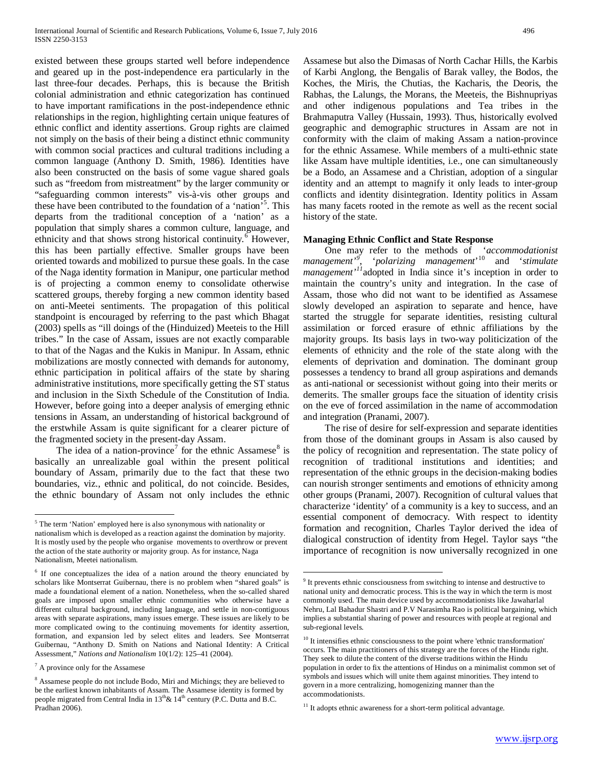existed between these groups started well before independence and geared up in the post-independence era particularly in the last three-four decades. Perhaps, this is because the British colonial administration and ethnic categorization has continued to have important ramifications in the post-independence ethnic relationships in the region, highlighting certain unique features of ethnic conflict and identity assertions. Group rights are claimed not simply on the basis of their being a distinct ethnic community with common social practices and cultural traditions including a common language (Anthony D. Smith, 1986). Identities have also been constructed on the basis of some vague shared goals such as "freedom from mistreatment" by the larger community or "safeguarding common interests" vis-à-vis other groups and these have been contributed to the foundation of a 'nation'[5]. This departs from the traditional conception of a 'nation' as a population that simply shares a common culture, language, and ethnicity and that shows strong historical continuity.[6] However, this has been partially effective. Smaller groups have been oriented towards and mobilized to pursue these goals. In the case of the Naga identity formation in Manipur, one particular method is of projecting a common enemy to consolidate otherwise scattered groups, thereby forging a new common identity based on anti-Meetei sentiments. The propagation of this political standpoint is encouraged by referring to the past which Bhagat (2003) spells as "ill doings of the (Hinduized) Meeteis to the Hill tribes." In the case of Assam, issues are not exactly comparable to that of the Nagas and the Kukis in Manipur. In Assam, ethnic mobilizations are mostly connected with demands for autonomy, ethnic participation in political affairs of the state by sharing administrative institutions, more specifically getting the ST status and inclusion in the Sixth Schedule of the Constitution of India. However, before going into a deeper analysis of emerging ethnic tensions in Assam, an understanding of historical background of the erstwhile Assam is quite significant for a clearer picture of the fragmented society in the present-day Assam.

The idea of a nation-province[7] for the ethnic Assamese[8] is basically an unrealizable goal within the present political boundary of Assam, primarily due to the fact that these two boundaries, viz., ethnic and political, do not coincide. Besides, the ethnic boundary of Assam not only includes the ethnic Assamese but also the Dimasas of North Cachar Hills, the Karbis of Karbi Anglong, the Bengalis of Barak valley, the Bodos, the Koches, the Miris, the Chutias, the Kacharis, the Deoris, the Rabhas, the Lalungs, the Morans, the Meeteis, the Bishnupriyas and other indigenous populations and Tea tribes in the Brahmaputra Valley (Hussain, 1993). Thus, historically evolved geographic and demographic structures in Assam are not in conformity with the claim of making Assam a nation-province for the ethnic Assamese. While members of a multi-ethnic state like Assam have multiple identities, i.e., one can simultaneously be a Bodo, an Assamese and a Christian, adoption of a singular identity and an attempt to magnify it only leads to inter-group conflicts and identity disintegration. Identity politics in Assam has many facets rooted in the remote as well as the recent social history of the state.

## Managing Ethnic Conflict and State Response

One may refer to the methods of '*accommodationist management*'[9], '*polarizing management*'[10] and '*stimulate management*'[11] adopted in India since it's inception in order to maintain the country's unity and integration. In the case of Assam, those who did not want to be identified as Assamese slowly developed an aspiration to separate and hence, have started the struggle for separate identities, resisting cultural assimilation or forced erasure of ethnic affiliations by the majority groups. Its basis lays in two-way politicization of the elements of ethnicity and the role of the state along with the elements of deprivation and domination. The dominant group possesses a tendency to brand all group aspirations and demands as anti-national or secessionist without going into their merits or demerits. The smaller groups face the situation of identity crisis on the eve of forced assimilation in the name of accommodation and integration (Pranami, 2007).

The rise of desire for self-expression and separate identities from those of the dominant groups in Assam is also caused by the policy of recognition and representation. The state policy of recognition of traditional institutions and identities; and representation of the ethnic groups in the decision-making bodies can nourish stronger sentiments and emotions of ethnicity among other groups (Pranami, 2007). Recognition of cultural values that characterize 'identity' of a community is a key to success, and an essential component of democracy. With respect to identity formation and recognition, Charles Taylor derived the idea of dialogical construction of identity from Hegel. Taylor says "the importance of recognition is now universally recognized in one

---

[5] The term 'Nation' employed here is also synonymous with nationality or nationalism which is developed as a reaction against the domination by majority. It is mostly used by the people who organise movements to overthrow or prevent the action of the state authority or majority group. As for instance, Naga Nationalism, Meetei nationalism.

[6] If one conceptualizes the idea of a nation around the theory enunciated by scholars like Montserrat Guibernau, there is no problem when "shared goals" is made a foundational element of a nation. Nonetheless, when the so-called shared goals are imposed upon smaller ethnic communities who otherwise have a different cultural background, including language, and settle in non-contiguous areas with separate aspirations, many issues emerge. These issues are likely to be more complicated owing to the continuing movements for identity assertion, formation, and expansion led by select elites and leaders. See Montserrat Guibernau, "Anthony D. Smith on Nations and National Identity: A Critical Assessment," *Nations and Nationalism* 10(1/2): 125–41 (2004).

[7] A province only for the Assamese

[8] Assamese people do not include Bodo, Miri and Michings; they are believed to be the earliest known inhabitants of Assam. The Assamese identity is formed by people migrated from Central India in 13th & 14th century (P.C. Dutta and B.C. Pradhan 2006).

[9] It prevents ethnic consciousness from switching to intense and destructive to national unity and democratic process. This is the way in which the term is most commonly used. The main device used by accommodationists like Jawaharlal Nehru, Lal Bahadur Shastri and P.V Narasimha Rao is political bargaining, which implies a substantial sharing of power and resources with people at regional and sub-regional levels.

[10] It intensifies ethnic consciousness to the point where 'ethnic transformation' occurs. The main practitioners of this strategy are the forces of the Hindu right. They seek to dilute the content of the diverse traditions within the Hindu population in order to fix the attentions of Hindus on a minimalist common set of symbols and issues which will unite them against minorities. They intend to govern in a more centralizing, homogenizing manner than the accommodationists.

[11] It adopts ethnic awareness for a short-term political advantage.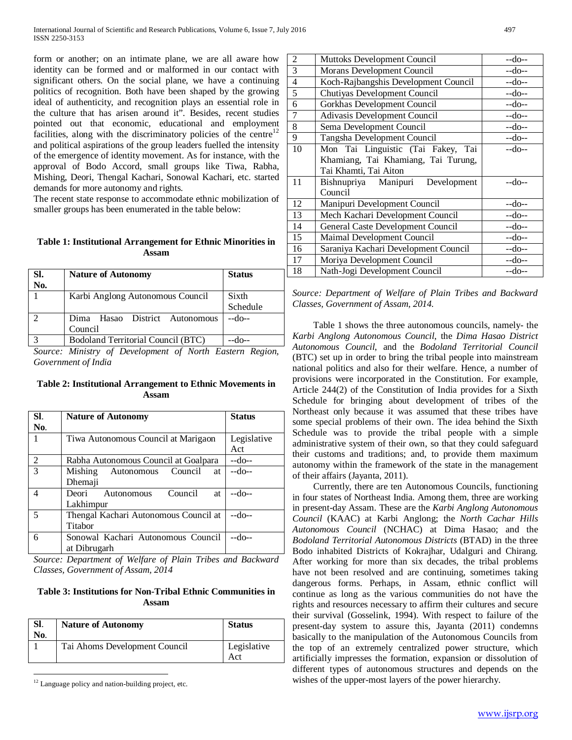form or another; on an intimate plane, we are all aware how identity can be formed and or malformed in our contact with significant others. On the social plane, we have a continuing politics of recognition. Both have been shaped by the growing ideal of authenticity, and recognition plays an essential role in the culture that has arisen around it". Besides, recent studies pointed out that economic, educational and employment facilities, along with the discriminatory policies of the centre[12] and political aspirations of the group leaders fuelled the intensity of the emergence of identity movement. As for instance, with the approval of Bodo Accord, small groups like Tiwa, Rabha, Mishing, Deori, Thengal Kachari, Sonowal Kachari, etc. started demands for more autonomy and rights.

The recent state response to accommodate ethnic mobilization of smaller groups has been enumerated in the table below:

**Table 1: Institutional Arrangement for Ethnic Minorities in Assam**

| Sl. No. | Nature of Autonomy | Status |
|---|---|---|
| 1 | Karbi Anglong Autonomous Council | Sixth Schedule |
| 2 | Dima Hasao District Autonomous Council | --do-- |
| 3 | Bodoland Territorial Council (BTC) | --do-- |

*Source: Ministry of Development of North Eastern Region, Government of India*

**Table 2: Institutional Arrangement to Ethnic Movements in Assam**

| Sl. No. | Nature of Autonomy | Status |
|---|---|---|
| 1 | Tiwa Autonomous Council at Marigaon | Legislative Act |
| 2 | Rabha Autonomous Council at Goalpara | --do-- |
| 3 | Mishing Autonomous Council at Dhemaji | --do-- |
| 4 | Deori Autonomous Council at Lakhimpur | --do-- |
| 5 | Thengal Kachari Autonomous Council at Titabor | --do-- |
| 6 | Sonowal Kachari Autonomous Council at Dibrugarh | --do-- |

*Source: Department of Welfare of Plain Tribes and Backward Classes, Government of Assam, 2014*

**Table 3: Institutions for Non-Tribal Ethnic Communities in Assam**

| Sl. No. | Nature of Autonomy | Status |
|---|---|---|
| 1 | Tai Ahoms Development Council | Legislative Act |
| 2 | Muttoks Development Council | --do-- |
| 3 | Morans Development Council | --do-- |
| 4 | Koch-Rajbangshis Development Council | --do-- |
| 5 | Chutiyas Development Council | --do-- |
| 6 | Gorkhas Development Council | --do-- |
| 7 | Adivasis Development Council | --do-- |
| 8 | Sema Development Council | --do-- |
| 9 | Tangsha Development Council | --do-- |
| 10 | Mon Tai Linguistic (Tai Fakey, Tai Khamiang, Tai Khamiang, Tai Turung, Tai Khamti, Tai Aiton | --do-- |
| 11 | Bishnupriya Manipuri Development Council | --do-- |
| 12 | Manipuri Development Council | --do-- |
| 13 | Mech Kachari Development Council | --do-- |
| 14 | General Caste Development Council | --do-- |
| 15 | Maimal Development Council | --do-- |
| 16 | Saraniya Kachari Development Council | --do-- |
| 17 | Moriya Development Council | --do-- |
| 18 | Nath-Jogi Development Council | --do-- |

*Source: Department of Welfare of Plain Tribes and Backward Classes, Government of Assam, 2014.*

Table 1 shows the three autonomous councils, namely- the *Karbi Anglong Autonomous Council*, the *Dima Hasao District Autonomous Council*, and the *Bodoland Territorial Council* (BTC) set up in order to bring the tribal people into mainstream national politics and also for their welfare. Hence, a number of provisions were incorporated in the Constitution. For example, Article 244(2) of the Constitution of India provides for a Sixth Schedule for bringing about development of tribes of the Northeast only because it was assumed that these tribes have some special problems of their own. The idea behind the Sixth Schedule was to provide the tribal people with a simple administrative system of their own, so that they could safeguard their customs and traditions; and, to provide them maximum autonomy within the framework of the state in the management of their affairs (Jayanta, 2011).

Currently, there are ten Autonomous Councils, functioning in four states of Northeast India. Among them, three are working in present-day Assam. These are the *Karbi Anglong Autonomous Council* (KAAC) at Karbi Anglong; the *North Cachar Hills Autonomous Council* (NCHAC) at Dima Hasao; and the *Bodoland Territorial Autonomous Districts* (BTAD) in the three Bodo inhabited Districts of Kokrajhar, Udalguri and Chirang. After working for more than six decades, the tribal problems have not been resolved and are continuing, sometimes taking dangerous forms. Perhaps, in Assam, ethnic conflict will continue as long as the various communities do not have the rights and resources necessary to affirm their cultures and secure their survival (Gosselink, 1994). With respect to failure of the present-day system to assure this, Jayanta (2011) condemns basically to the manipulation of the Autonomous Councils from the top of an extremely centralized power structure, which artificially impresses the formation, expansion or dissolution of different types of autonomous structures and depends on the wishes of the upper-most layers of the power hierarchy.

[12] Language policy and nation-building project, etc.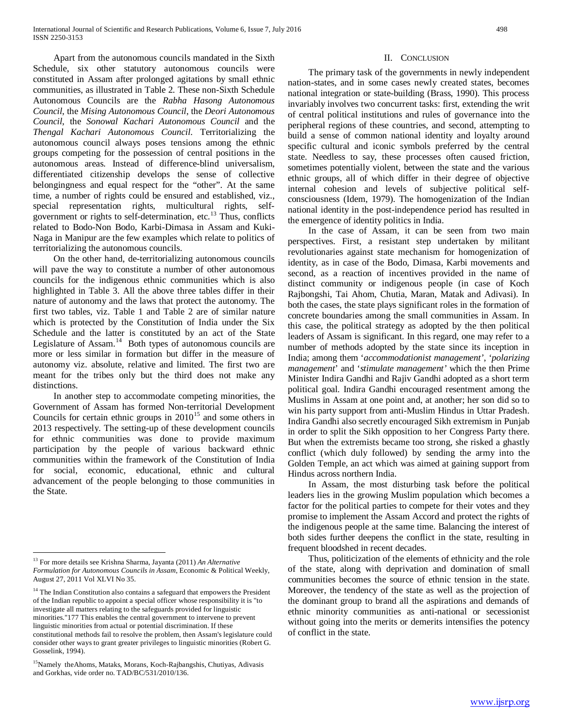Apart from the autonomous councils mandated in the Sixth Schedule, six other statutory autonomous councils were constituted in Assam after prolonged agitations by small ethnic communities, as illustrated in Table 2. These non-Sixth Schedule Autonomous Councils are the *Rabha Hasong Autonomous Council*, the *Mising Autonomous Council*, the *Deori Autonomous Council*, the *Sonowal Kachari Autonomous Council* and the *Thengal Kachari Autonomous Council*. Territorializing the autonomous council always poses tensions among the ethnic groups competing for the possession of central positions in the autonomous areas. Instead of difference-blind universalism, differentiated citizenship develops the sense of collective belongingness and equal respect for the "other". At the same time, a number of rights could be ensured and established, viz., special representation rights, multicultural rights, self-government or rights to self-determination, etc.[13] Thus, conflicts related to Bodo-Non Bodo, Karbi-Dimasa in Assam and Kuki-Naga in Manipur are the few examples which relate to politics of territorializing the autonomous councils.

On the other hand, de-territorializing autonomous councils will pave the way to constitute a number of other autonomous councils for the indigenous ethnic communities which is also highlighted in Table 3. All the above three tables differ in their nature of autonomy and the laws that protect the autonomy. The first two tables, viz. Table 1 and Table 2 are of similar nature which is protected by the Constitution of India under the Six Schedule and the latter is constituted by an act of the State Legislature of Assam.[14] Both types of autonomous councils are more or less similar in formation but differ in the measure of autonomy viz. absolute, relative and limited. The first two are meant for the tribes only but the third does not make any distinctions.

In another step to accommodate competing minorities, the Government of Assam has formed Non-territorial Development Councils for certain ethnic groups in 2010[15] and some others in 2013 respectively. The setting-up of these development councils for ethnic communities was done to provide maximum participation by the people of various backward ethnic communities within the framework of the Constitution of India for social, economic, educational, ethnic and cultural advancement of the people belonging to those communities in the State.

## II. Conclusion

The primary task of the governments in newly independent nation-states, and in some cases newly created states, becomes national integration or state-building (Brass, 1990). This process invariably involves two concurrent tasks: first, extending the writ of central political institutions and rules of governance into the peripheral regions of these countries, and second, attempting to build a sense of common national identity and loyalty around specific cultural and iconic symbols preferred by the central state. Needless to say, these processes often caused friction, sometimes potentially violent, between the state and the various ethnic groups, all of which differ in their degree of objective internal cohesion and levels of subjective political self-consciousness (Idem, 1979). The homogenization of the Indian national identity in the post-independence period has resulted in the emergence of identity politics in India.

In the case of Assam, it can be seen from two main perspectives. First, a resistant step undertaken by militant revolutionaries against state mechanism for homogenization of identity, as in case of the Bodo, Dimasa, Karbi movements and second, as a reaction of incentives provided in the name of distinct community or indigenous people (in case of Koch Rajbongshi, Tai Ahom, Chutia, Maran, Matak and Adivasi). In both the cases, the state plays significant roles in the formation of concrete boundaries among the small communities in Assam. In this case, the political strategy as adopted by the then political leaders of Assam is significant. In this regard, one may refer to a number of methods adopted by the state since its inception in India; among them '*accommodationist management*', '*polarizing management*' and '*stimulate management'* which the then Prime Minister Indira Gandhi and Rajiv Gandhi adopted as a short term political goal. Indira Gandhi encouraged resentment among the Muslims in Assam at one point and, at another; her son did so to win his party support from anti-Muslim Hindus in Uttar Pradesh. Indira Gandhi also secretly encouraged Sikh extremism in Punjab in order to split the Sikh opposition to her Congress Party there. But when the extremists became too strong, she risked a ghastly conflict (which duly followed) by sending the army into the Golden Temple, an act which was aimed at gaining support from Hindus across northern India.

In Assam, the most disturbing task before the political leaders lies in the growing Muslim population which becomes a factor for the political parties to compete for their votes and they promise to implement the Assam Accord and protect the rights of the indigenous people at the same time. Balancing the interest of both sides further deepens the conflict in the state, resulting in frequent bloodshed in recent decades.

Thus, politicization of the elements of ethnicity and the role of the state, along with deprivation and domination of small communities becomes the source of ethnic tension in the state. Moreover, the tendency of the state as well as the projection of the dominant group to brand all the aspirations and demands of ethnic minority communities as anti-national or secessionist without going into the merits or demerits intensifies the potency of conflict in the state.

---

[13] For more details see Krishna Sharma, Jayanta (2011) *An Alternative Formulation for Autonomous Councils in Assam*, Economic & Political Weekly, August 27, 2011 Vol XLVI No 35.

[14] The Indian Constitution also contains a safeguard that empowers the President of the Indian republic to appoint a special officer whose responsibility it is "to investigate all matters relating to the safeguards provided for linguistic minorities."177 This enables the central government to intervene to prevent linguistic minorities from actual or potential discrimination. If these constitutional methods fail to resolve the problem, then Assam's legislature could consider other ways to grant greater privileges to linguistic minorities (Robert G. Gosselink, 1994).

[15] Namely theAhoms, Mataks, Morans, Koch-Rajbangshis, Chutiyas, Adivasis and Gorkhas, vide order no. TAD/BC/531/2010/136.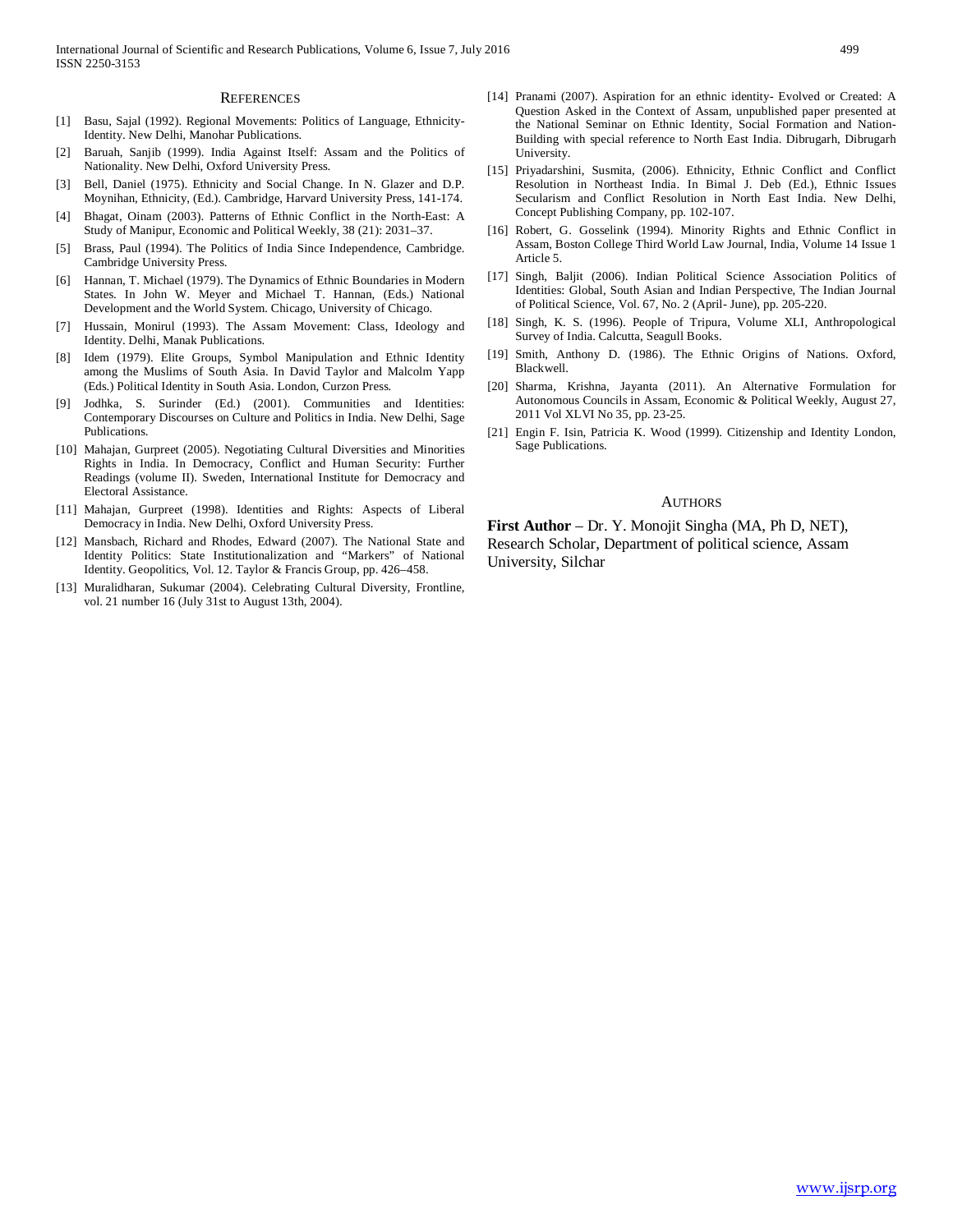## REFERENCES

[1] Basu, Sajal (1992). Regional Movements: Politics of Language, Ethnicity-Identity. New Delhi, Manohar Publications.

[2] Baruah, Sanjib (1999). India Against Itself: Assam and the Politics of Nationality. New Delhi, Oxford University Press.

[3] Bell, Daniel (1975). Ethnicity and Social Change. In N. Glazer and D.P. Moynihan, Ethnicity, (Ed.). Cambridge, Harvard University Press, 141-174.

[4] Bhagat, Oinam (2003). Patterns of Ethnic Conflict in the North-East: A Study of Manipur, Economic and Political Weekly, 38 (21): 2031–37.

[5] Brass, Paul (1994). The Politics of India Since Independence, Cambridge. Cambridge University Press.

[6] Hannan, T. Michael (1979). The Dynamics of Ethnic Boundaries in Modern States. In John W. Meyer and Michael T. Hannan, (Eds.) National Development and the World System. Chicago, University of Chicago.

[7] Hussain, Monirul (1993). The Assam Movement: Class, Ideology and Identity. Delhi, Manak Publications.

[8] Idem (1979). Elite Groups, Symbol Manipulation and Ethnic Identity among the Muslims of South Asia. In David Taylor and Malcolm Yapp (Eds.) Political Identity in South Asia. London, Curzon Press.

[9] Jodhka, S. Surinder (Ed.) (2001). Communities and Identities: Contemporary Discourses on Culture and Politics in India. New Delhi, Sage Publications.

[10] Mahajan, Gurpreet (2005). Negotiating Cultural Diversities and Minorities Rights in India. In Democracy, Conflict and Human Security: Further Readings (volume II). Sweden, International Institute for Democracy and Electoral Assistance.

[11] Mahajan, Gurpreet (1998). Identities and Rights: Aspects of Liberal Democracy in India. New Delhi, Oxford University Press.

[12] Mansbach, Richard and Rhodes, Edward (2007). The National State and Identity Politics: State Institutionalization and "Markers" of National Identity. Geopolitics, Vol. 12. Taylor & Francis Group, pp. 426–458.

[13] Muralidharan, Sukumar (2004). Celebrating Cultural Diversity, Frontline, vol. 21 number 16 (July 31st to August 13th, 2004).

[14] Pranami (2007). Aspiration for an ethnic identity- Evolved or Created: A Question Asked in the Context of Assam, unpublished paper presented at the National Seminar on Ethnic Identity, Social Formation and Nation-Building with special reference to North East India. Dibrugarh, Dibrugarh University.

[15] Priyadarshini, Susmita, (2006). Ethnicity, Ethnic Conflict and Conflict Resolution in Northeast India. In Bimal J. Deb (Ed.), Ethnic Issues Secularism and Conflict Resolution in North East India. New Delhi, Concept Publishing Company, pp. 102-107.

[16] Robert, G. Gosselink (1994). Minority Rights and Ethnic Conflict in Assam, Boston College Third World Law Journal, India, Volume 14 Issue 1 Article 5.

[17] Singh, Baljit (2006). Indian Political Science Association Politics of Identities: Global, South Asian and Indian Perspective, The Indian Journal of Political Science, Vol. 67, No. 2 (April- June), pp. 205-220.

[18] Singh, K. S. (1996). People of Tripura, Volume XLI, Anthropological Survey of India. Calcutta, Seagull Books.

[19] Smith, Anthony D. (1986). The Ethnic Origins of Nations. Oxford, Blackwell.

[20] Sharma, Krishna, Jayanta (2011). An Alternative Formulation for Autonomous Councils in Assam, Economic & Political Weekly, August 27, 2011 Vol XLVI No 35, pp. 23-25.

[21] Engin F. Isin, Patricia K. Wood (1999). Citizenship and Identity London, Sage Publications.

## AUTHORS

**First Author** – Dr. Y. Monojit Singha (MA, Ph D, NET), Research Scholar, Department of political science, Assam University, Silchar